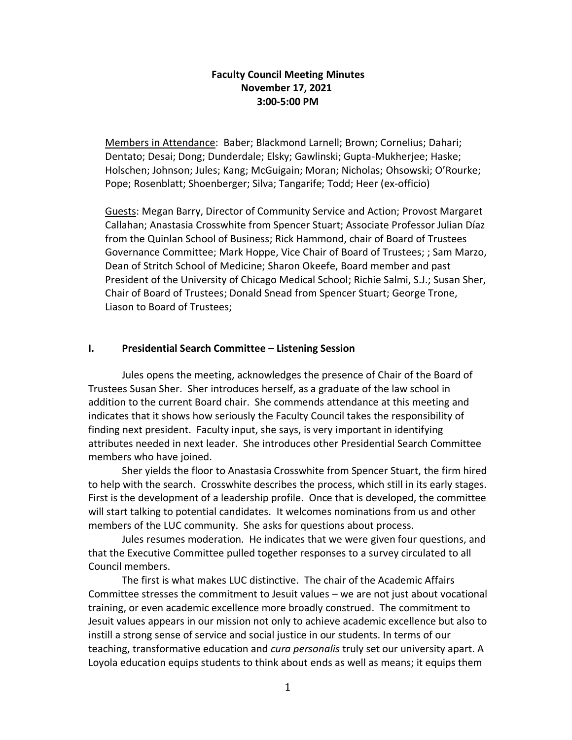# Faculty Council Meeting Minutes
## November 17, 2021
## 3:00-5:00 PM

Members in Attendance: Baber; Blackmond Larnell; Brown; Cornelius; Dahari; Dentato; Desai; Dong; Dunderdale; Elsky; Gawlinski; Gupta-Mukherjee; Haske; Holschen; Johnson; Jules; Kang; McGuigain; Moran; Nicholas; Ohsowski; O'Rourke; Pope; Rosenblatt; Shoenberger; Silva; Tangarife; Todd; Heer (ex-officio)

Guests: Megan Barry, Director of Community Service and Action; Provost Margaret Callahan; Anastasia Crosswhite from Spencer Stuart; Associate Professor Julian Díaz from the Quinlan School of Business; Rick Hammond, chair of Board of Trustees Governance Committee; Mark Hoppe, Vice Chair of Board of Trustees; ; Sam Marzo, Dean of Stritch School of Medicine; Sharon Okeefe, Board member and past President of the University of Chicago Medical School; Richie Salmi, S.J.; Susan Sher, Chair of Board of Trustees; Donald Snead from Spencer Stuart; George Trone, Liason to Board of Trustees;

## I. Presidential Search Committee – Listening Session

Jules opens the meeting, acknowledges the presence of Chair of the Board of Trustees Susan Sher. Sher introduces herself, as a graduate of the law school in addition to the current Board chair. She commends attendance at this meeting and indicates that it shows how seriously the Faculty Council takes the responsibility of finding next president. Faculty input, she says, is very important in identifying attributes needed in next leader. She introduces other Presidential Search Committee members who have joined.

Sher yields the floor to Anastasia Crosswhite from Spencer Stuart, the firm hired to help with the search. Crosswhite describes the process, which still in its early stages. First is the development of a leadership profile. Once that is developed, the committee will start talking to potential candidates. It welcomes nominations from us and other members of the LUC community. She asks for questions about process.

Jules resumes moderation. He indicates that we were given four questions, and that the Executive Committee pulled together responses to a survey circulated to all Council members.

The first is what makes LUC distinctive. The chair of the Academic Affairs Committee stresses the commitment to Jesuit values – we are not just about vocational training, or even academic excellence more broadly construed. The commitment to Jesuit values appears in our mission not only to achieve academic excellence but also to instill a strong sense of service and social justice in our students. In terms of our teaching, transformative education and *cura personalis* truly set our university apart. A Loyola education equips students to think about ends as well as means; it equips them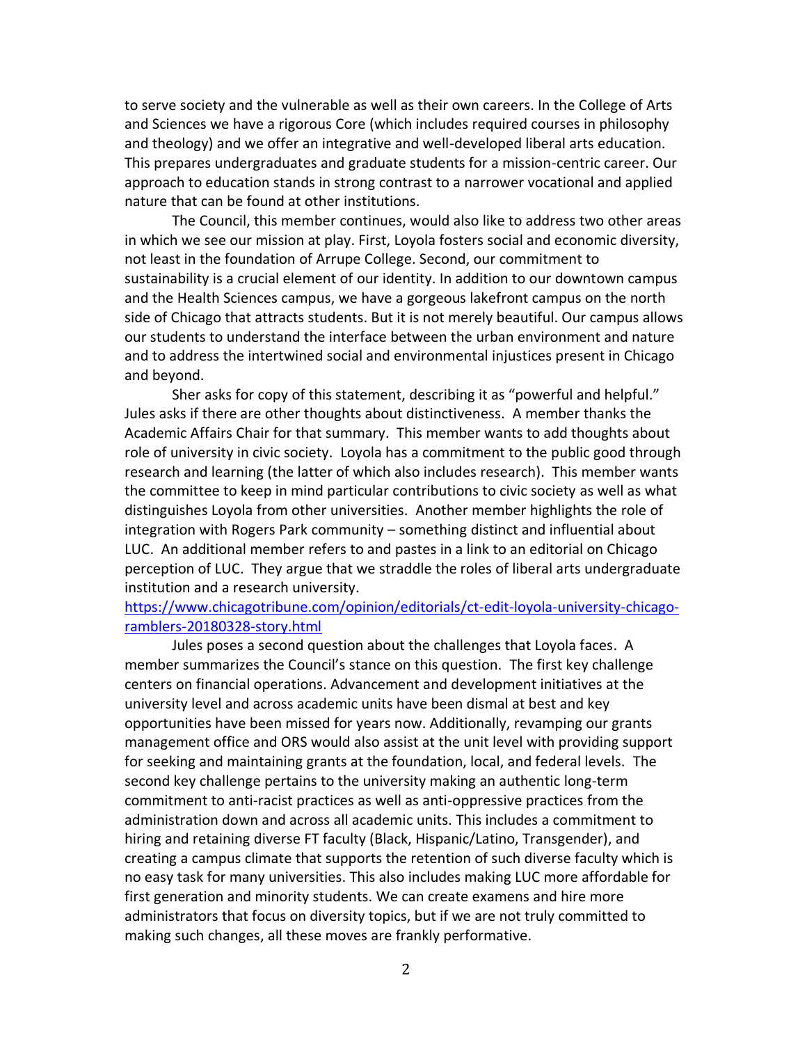to serve society and the vulnerable as well as their own careers. In the College of Arts and Sciences we have a rigorous Core (which includes required courses in philosophy and theology) and we offer an integrative and well-developed liberal arts education. This prepares undergraduates and graduate students for a mission-centric career. Our approach to education stands in strong contrast to a narrower vocational and applied nature that can be found at other institutions.

The Council, this member continues, would also like to address two other areas in which we see our mission at play. First, Loyola fosters social and economic diversity, not least in the foundation of Arrupe College. Second, our commitment to sustainability is a crucial element of our identity. In addition to our downtown campus and the Health Sciences campus, we have a gorgeous lakefront campus on the north side of Chicago that attracts students. But it is not merely beautiful. Our campus allows our students to understand the interface between the urban environment and nature and to address the intertwined social and environmental injustices present in Chicago and beyond.

Sher asks for copy of this statement, describing it as "powerful and helpful." Jules asks if there are other thoughts about distinctiveness. A member thanks the Academic Affairs Chair for that summary. This member wants to add thoughts about role of university in civic society. Loyola has a commitment to the public good through research and learning (the latter of which also includes research). This member wants the committee to keep in mind particular contributions to civic society as well as what distinguishes Loyola from other universities. Another member highlights the role of integration with Rogers Park community – something distinct and influential about LUC. An additional member refers to and pastes in a link to an editorial on Chicago perception of LUC. They argue that we straddle the roles of liberal arts undergraduate institution and a research university.
[https://www.chicagotribune.com/opinion/editorials/ct-edit-loyola-university-chicago-ramblers-20180328-story.html](https://www.chicagotribune.com/opinion/editorials/ct-edit-loyola-university-chicago-ramblers-20180328-story.html)

Jules poses a second question about the challenges that Loyola faces. A member summarizes the Council's stance on this question. The first key challenge centers on financial operations. Advancement and development initiatives at the university level and across academic units have been dismal at best and key opportunities have been missed for years now. Additionally, revamping our grants management office and ORS would also assist at the unit level with providing support for seeking and maintaining grants at the foundation, local, and federal levels. The second key challenge pertains to the university making an authentic long-term commitment to anti-racist practices as well as anti-oppressive practices from the administration down and across all academic units. This includes a commitment to hiring and retaining diverse FT faculty (Black, Hispanic/Latino, Transgender), and creating a campus climate that supports the retention of such diverse faculty which is no easy task for many universities. This also includes making LUC more affordable for first generation and minority students. We can create examens and hire more administrators that focus on diversity topics, but if we are not truly committed to making such changes, all these moves are frankly performative.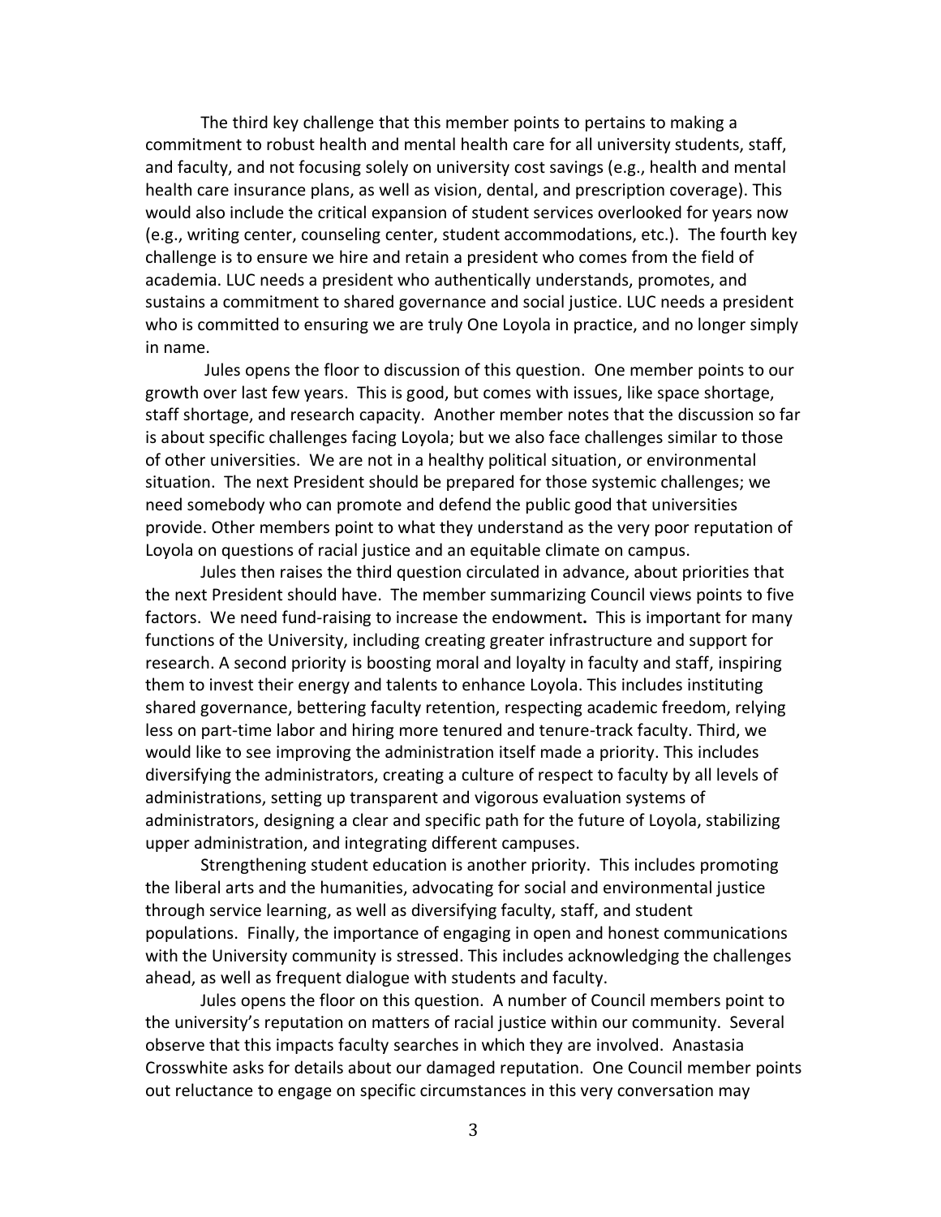The third key challenge that this member points to pertains to making a commitment to robust health and mental health care for all university students, staff, and faculty, and not focusing solely on university cost savings (e.g., health and mental health care insurance plans, as well as vision, dental, and prescription coverage). This would also include the critical expansion of student services overlooked for years now (e.g., writing center, counseling center, student accommodations, etc.). The fourth key challenge is to ensure we hire and retain a president who comes from the field of academia. LUC needs a president who authentically understands, promotes, and sustains a commitment to shared governance and social justice. LUC needs a president who is committed to ensuring we are truly One Loyola in practice, and no longer simply in name.

Jules opens the floor to discussion of this question. One member points to our growth over last few years. This is good, but comes with issues, like space shortage, staff shortage, and research capacity. Another member notes that the discussion so far is about specific challenges facing Loyola; but we also face challenges similar to those of other universities. We are not in a healthy political situation, or environmental situation. The next President should be prepared for those systemic challenges; we need somebody who can promote and defend the public good that universities provide. Other members point to what they understand as the very poor reputation of Loyola on questions of racial justice and an equitable climate on campus.

Jules then raises the third question circulated in advance, about priorities that the next President should have. The member summarizing Council views points to five factors. We need fund-raising to increase the endowment**.** This is important for many functions of the University, including creating greater infrastructure and support for research. A second priority is boosting moral and loyalty in faculty and staff, inspiring them to invest their energy and talents to enhance Loyola. This includes instituting shared governance, bettering faculty retention, respecting academic freedom, relying less on part-time labor and hiring more tenured and tenure-track faculty. Third, we would like to see improving the administration itself made a priority. This includes diversifying the administrators, creating a culture of respect to faculty by all levels of administrations, setting up transparent and vigorous evaluation systems of administrators, designing a clear and specific path for the future of Loyola, stabilizing upper administration, and integrating different campuses.

Strengthening student education is another priority. This includes promoting the liberal arts and the humanities, advocating for social and environmental justice through service learning, as well as diversifying faculty, staff, and student populations. Finally, the importance of engaging in open and honest communications with the University community is stressed. This includes acknowledging the challenges ahead, as well as frequent dialogue with students and faculty.

Jules opens the floor on this question. A number of Council members point to the university's reputation on matters of racial justice within our community. Several observe that this impacts faculty searches in which they are involved. Anastasia Crosswhite asks for details about our damaged reputation. One Council member points out reluctance to engage on specific circumstances in this very conversation may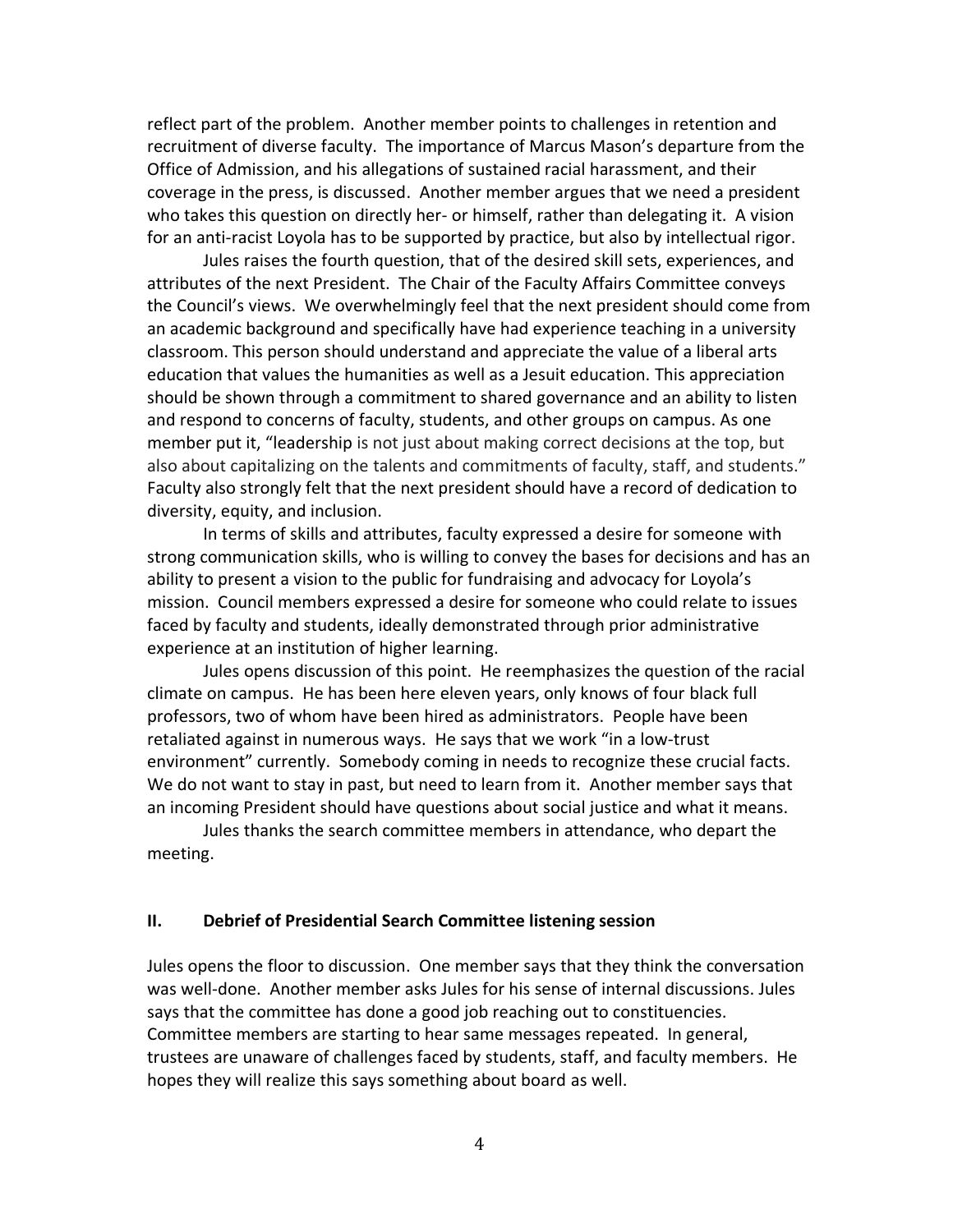reflect part of the problem. Another member points to challenges in retention and recruitment of diverse faculty. The importance of Marcus Mason's departure from the Office of Admission, and his allegations of sustained racial harassment, and their coverage in the press, is discussed. Another member argues that we need a president who takes this question on directly her- or himself, rather than delegating it. A vision for an anti-racist Loyola has to be supported by practice, but also by intellectual rigor.

Jules raises the fourth question, that of the desired skill sets, experiences, and attributes of the next President. The Chair of the Faculty Affairs Committee conveys the Council's views. We overwhelmingly feel that the next president should come from an academic background and specifically have had experience teaching in a university classroom. This person should understand and appreciate the value of a liberal arts education that values the humanities as well as a Jesuit education. This appreciation should be shown through a commitment to shared governance and an ability to listen and respond to concerns of faculty, students, and other groups on campus. As one member put it, "leadership is not just about making correct decisions at the top, but also about capitalizing on the talents and commitments of faculty, staff, and students." Faculty also strongly felt that the next president should have a record of dedication to diversity, equity, and inclusion.

In terms of skills and attributes, faculty expressed a desire for someone with strong communication skills, who is willing to convey the bases for decisions and has an ability to present a vision to the public for fundraising and advocacy for Loyola's mission. Council members expressed a desire for someone who could relate to issues faced by faculty and students, ideally demonstrated through prior administrative experience at an institution of higher learning.

Jules opens discussion of this point. He reemphasizes the question of the racial climate on campus. He has been here eleven years, only knows of four black full professors, two of whom have been hired as administrators. People have been retaliated against in numerous ways. He says that we work "in a low-trust environment" currently. Somebody coming in needs to recognize these crucial facts. We do not want to stay in past, but need to learn from it. Another member says that an incoming President should have questions about social justice and what it means.

Jules thanks the search committee members in attendance, who depart the meeting.

## II. Debrief of Presidential Search Committee listening session

Jules opens the floor to discussion. One member says that they think the conversation was well-done. Another member asks Jules for his sense of internal discussions. Jules says that the committee has done a good job reaching out to constituencies. Committee members are starting to hear same messages repeated. In general, trustees are unaware of challenges faced by students, staff, and faculty members. He hopes they will realize this says something about board as well.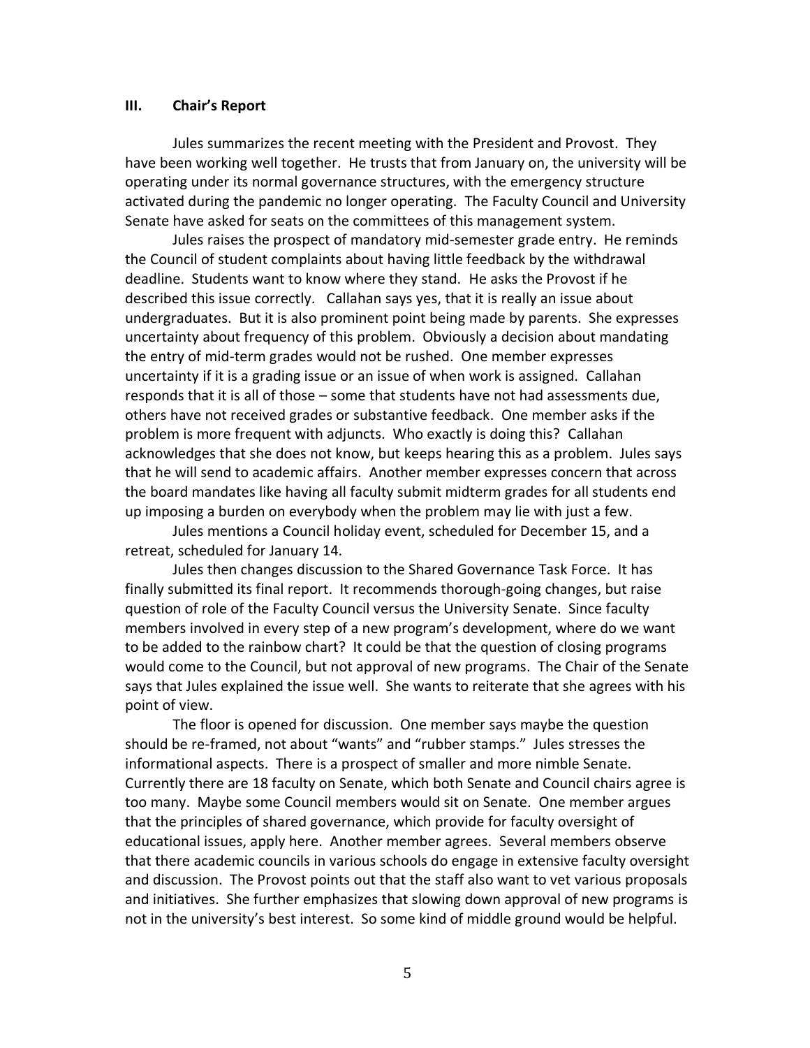## III. Chair's Report

Jules summarizes the recent meeting with the President and Provost. They have been working well together. He trusts that from January on, the university will be operating under its normal governance structures, with the emergency structure activated during the pandemic no longer operating. The Faculty Council and University Senate have asked for seats on the committees of this management system.

Jules raises the prospect of mandatory mid-semester grade entry. He reminds the Council of student complaints about having little feedback by the withdrawal deadline. Students want to know where they stand. He asks the Provost if he described this issue correctly. Callahan says yes, that it is really an issue about undergraduates. But it is also prominent point being made by parents. She expresses uncertainty about frequency of this problem. Obviously a decision about mandating the entry of mid-term grades would not be rushed. One member expresses uncertainty if it is a grading issue or an issue of when work is assigned. Callahan responds that it is all of those – some that students have not had assessments due, others have not received grades or substantive feedback. One member asks if the problem is more frequent with adjuncts. Who exactly is doing this? Callahan acknowledges that she does not know, but keeps hearing this as a problem. Jules says that he will send to academic affairs. Another member expresses concern that across the board mandates like having all faculty submit midterm grades for all students end up imposing a burden on everybody when the problem may lie with just a few.

Jules mentions a Council holiday event, scheduled for December 15, and a retreat, scheduled for January 14.

Jules then changes discussion to the Shared Governance Task Force. It has finally submitted its final report. It recommends thorough-going changes, but raise question of role of the Faculty Council versus the University Senate. Since faculty members involved in every step of a new program's development, where do we want to be added to the rainbow chart? It could be that the question of closing programs would come to the Council, but not approval of new programs. The Chair of the Senate says that Jules explained the issue well. She wants to reiterate that she agrees with his point of view.

The floor is opened for discussion. One member says maybe the question should be re-framed, not about "wants" and "rubber stamps." Jules stresses the informational aspects. There is a prospect of smaller and more nimble Senate. Currently there are 18 faculty on Senate, which both Senate and Council chairs agree is too many. Maybe some Council members would sit on Senate. One member argues that the principles of shared governance, which provide for faculty oversight of educational issues, apply here. Another member agrees. Several members observe that there academic councils in various schools do engage in extensive faculty oversight and discussion. The Provost points out that the staff also want to vet various proposals and initiatives. She further emphasizes that slowing down approval of new programs is not in the university's best interest. So some kind of middle ground would be helpful.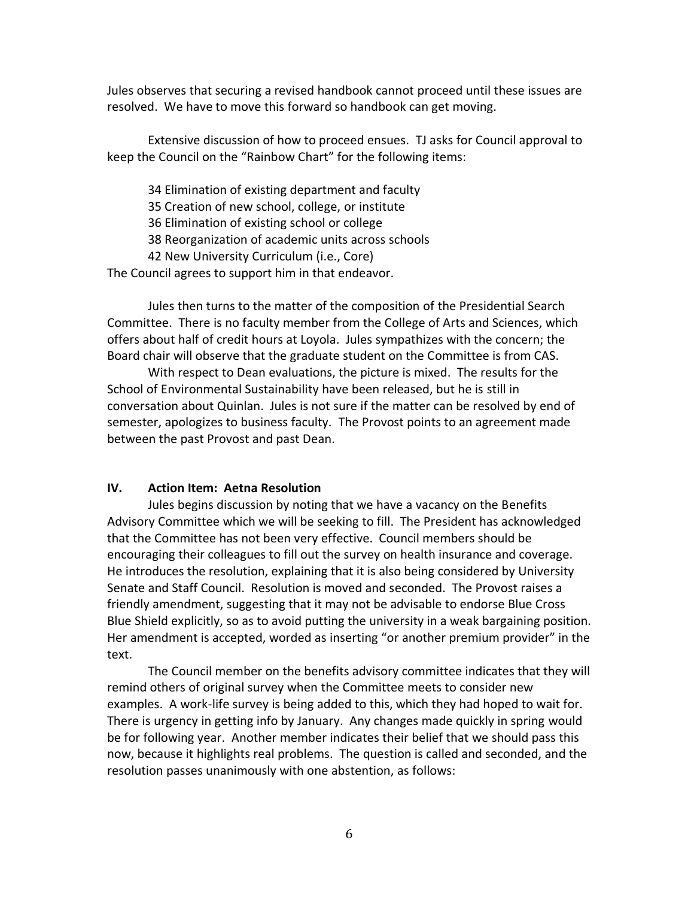Jules observes that securing a revised handbook cannot proceed until these issues are resolved. We have to move this forward so handbook can get moving.

Extensive discussion of how to proceed ensues. TJ asks for Council approval to keep the Council on the "Rainbow Chart" for the following items:

34 Elimination of existing department and faculty
35 Creation of new school, college, or institute
36 Elimination of existing school or college
38 Reorganization of academic units across schools
42 New University Curriculum (i.e., Core)

The Council agrees to support him in that endeavor.

Jules then turns to the matter of the composition of the Presidential Search Committee. There is no faculty member from the College of Arts and Sciences, which offers about half of credit hours at Loyola. Jules sympathizes with the concern; the Board chair will observe that the graduate student on the Committee is from CAS.

With respect to Dean evaluations, the picture is mixed. The results for the School of Environmental Sustainability have been released, but he is still in conversation about Quinlan. Jules is not sure if the matter can be resolved by end of semester, apologizes to business faculty. The Provost points to an agreement made between the past Provost and past Dean.

## IV. Action Item: Aetna Resolution

Jules begins discussion by noting that we have a vacancy on the Benefits Advisory Committee which we will be seeking to fill. The President has acknowledged that the Committee has not been very effective. Council members should be encouraging their colleagues to fill out the survey on health insurance and coverage. He introduces the resolution, explaining that it is also being considered by University Senate and Staff Council. Resolution is moved and seconded. The Provost raises a friendly amendment, suggesting that it may not be advisable to endorse Blue Cross Blue Shield explicitly, so as to avoid putting the university in a weak bargaining position. Her amendment is accepted, worded as inserting "or another premium provider" in the text.

The Council member on the benefits advisory committee indicates that they will remind others of original survey when the Committee meets to consider new examples. A work-life survey is being added to this, which they had hoped to wait for. There is urgency in getting info by January. Any changes made quickly in spring would be for following year. Another member indicates their belief that we should pass this now, because it highlights real problems. The question is called and seconded, and the resolution passes unanimously with one abstention, as follows: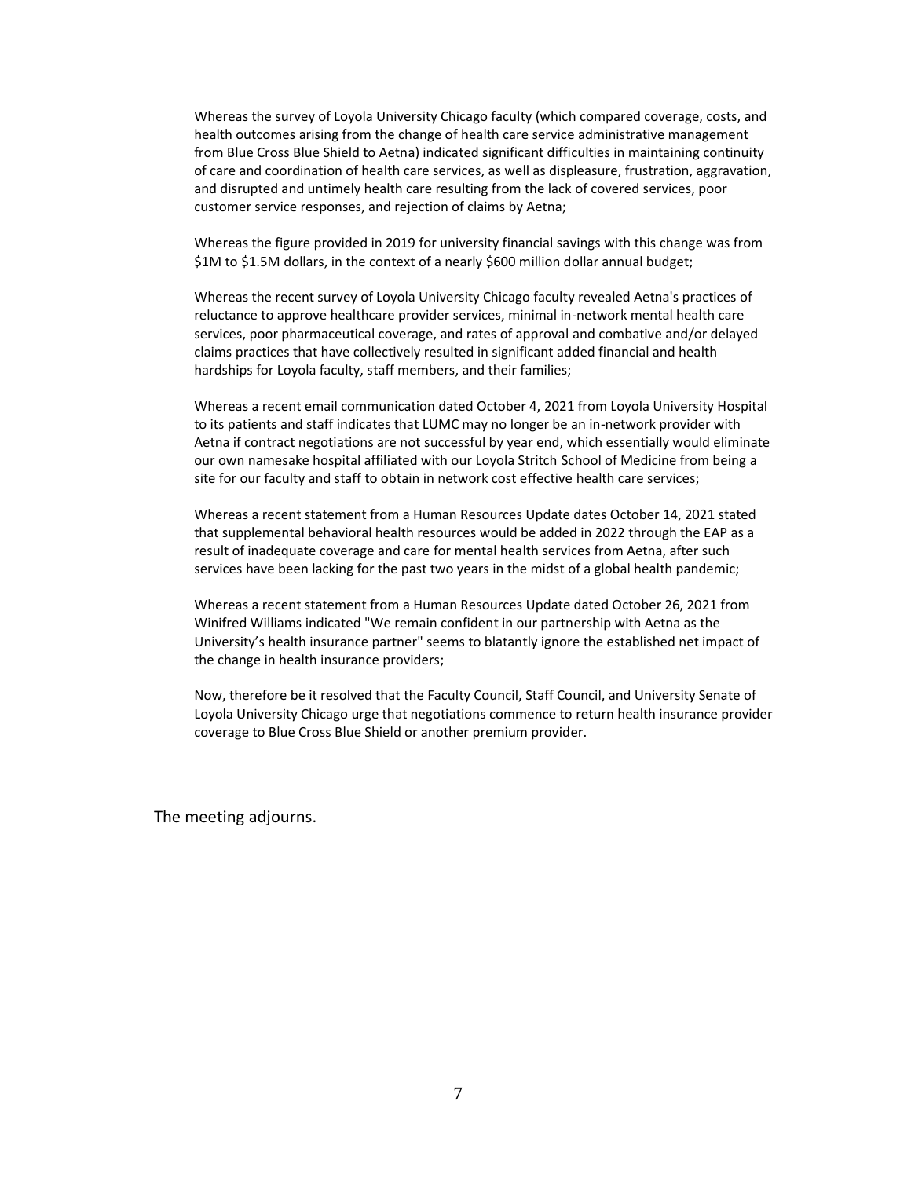Whereas the survey of Loyola University Chicago faculty (which compared coverage, costs, and health outcomes arising from the change of health care service administrative management from Blue Cross Blue Shield to Aetna) indicated significant difficulties in maintaining continuity of care and coordination of health care services, as well as displeasure, frustration, aggravation, and disrupted and untimely health care resulting from the lack of covered services, poor customer service responses, and rejection of claims by Aetna;

Whereas the figure provided in 2019 for university financial savings with this change was from $1M to $1.5M dollars, in the context of a nearly $600 million dollar annual budget;

Whereas the recent survey of Loyola University Chicago faculty revealed Aetna's practices of reluctance to approve healthcare provider services, minimal in-network mental health care services, poor pharmaceutical coverage, and rates of approval and combative and/or delayed claims practices that have collectively resulted in significant added financial and health hardships for Loyola faculty, staff members, and their families;

Whereas a recent email communication dated October 4, 2021 from Loyola University Hospital to its patients and staff indicates that LUMC may no longer be an in-network provider with Aetna if contract negotiations are not successful by year end, which essentially would eliminate our own namesake hospital affiliated with our Loyola Stritch School of Medicine from being a site for our faculty and staff to obtain in network cost effective health care services;

Whereas a recent statement from a Human Resources Update dates October 14, 2021 stated that supplemental behavioral health resources would be added in 2022 through the EAP as a result of inadequate coverage and care for mental health services from Aetna, after such services have been lacking for the past two years in the midst of a global health pandemic;

Whereas a recent statement from a Human Resources Update dated October 26, 2021 from Winifred Williams indicated "We remain confident in our partnership with Aetna as the University's health insurance partner" seems to blatantly ignore the established net impact of the change in health insurance providers;

Now, therefore be it resolved that the Faculty Council, Staff Council, and University Senate of Loyola University Chicago urge that negotiations commence to return health insurance provider coverage to Blue Cross Blue Shield or another premium provider.

The meeting adjourns.